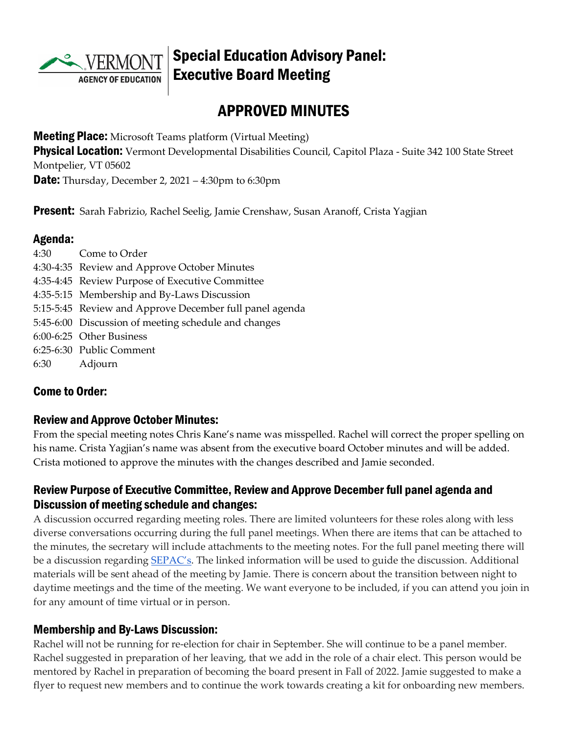# Special Education Advisory Panel: Executive Board Meeting

## APPROVED MINUTES

**Meeting Place:** Microsoft Teams platform (Virtual Meeting)
**Physical Location:** Vermont Developmental Disabilities Council, Capitol Plaza - Suite 342 100 State Street Montpelier, VT 05602
**Date:** Thursday, December 2, 2021 – 4:30pm to 6:30pm

**Present:** Sarah Fabrizio, Rachel Seelig, Jamie Crenshaw, Susan Aranoff, Crista Yagjian

### Agenda:

4:30 Come to Order
4:30-4:35 Review and Approve October Minutes
4:35-4:45 Review Purpose of Executive Committee
4:35-5:15 Membership and By-Laws Discussion
5:15-5:45 Review and Approve December full panel agenda
5:45-6:00 Discussion of meeting schedule and changes
6:00-6:25 Other Business
6:25-6:30 Public Comment
6:30 Adjourn

### Come to Order:

### Review and Approve October Minutes:

From the special meeting notes Chris Kane's name was misspelled. Rachel will correct the proper spelling on his name. Crista Yagjian's name was absent from the executive board October minutes and will be added. Crista motioned to approve the minutes with the changes described and Jamie seconded.

### Review Purpose of Executive Committee, Review and Approve December full panel agenda and Discussion of meeting schedule and changes:

A discussion occurred regarding meeting roles. There are limited volunteers for these roles along with less diverse conversations occurring during the full panel meetings. When there are items that can be attached to the minutes, the secretary will include attachments to the meeting notes. For the full panel meeting there will be a discussion regarding SEPAC's. The linked information will be used to guide the discussion. Additional materials will be sent ahead of the meeting by Jamie. There is concern about the transition between night to daytime meetings and the time of the meeting. We want everyone to be included, if you can attend you join in for any amount of time virtual or in person.

### Membership and By-Laws Discussion:

Rachel will not be running for re-election for chair in September. She will continue to be a panel member. Rachel suggested in preparation of her leaving, that we add in the role of a chair elect. This person would be mentored by Rachel in preparation of becoming the board present in Fall of 2022. Jamie suggested to make a flyer to request new members and to continue the work towards creating a kit for onboarding new members.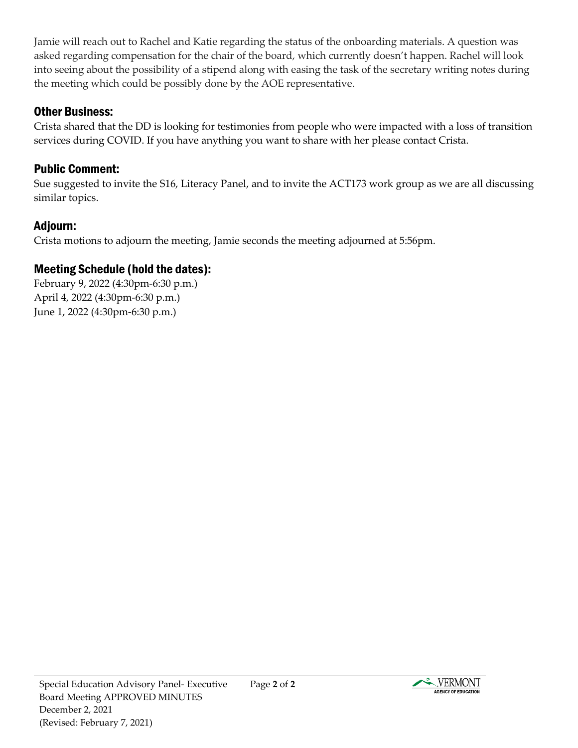Jamie will reach out to Rachel and Katie regarding the status of the onboarding materials. A question was asked regarding compensation for the chair of the board, which currently doesn't happen. Rachel will look into seeing about the possibility of a stipend along with easing the task of the secretary writing notes during the meeting which could be possibly done by the AOE representative.

## Other Business:

Crista shared that the DD is looking for testimonies from people who were impacted with a loss of transition services during COVID. If you have anything you want to share with her please contact Crista.

## Public Comment:

Sue suggested to invite the S16, Literacy Panel, and to invite the ACT173 work group as we are all discussing similar topics.

## Adjourn:

Crista motions to adjourn the meeting, Jamie seconds the meeting adjourned at 5:56pm.

## Meeting Schedule (hold the dates):

February 9, 2022 (4:30pm-6:30 p.m.)
April 4, 2022 (4:30pm-6:30 p.m.)
June 1, 2022 (4:30pm-6:30 p.m.)